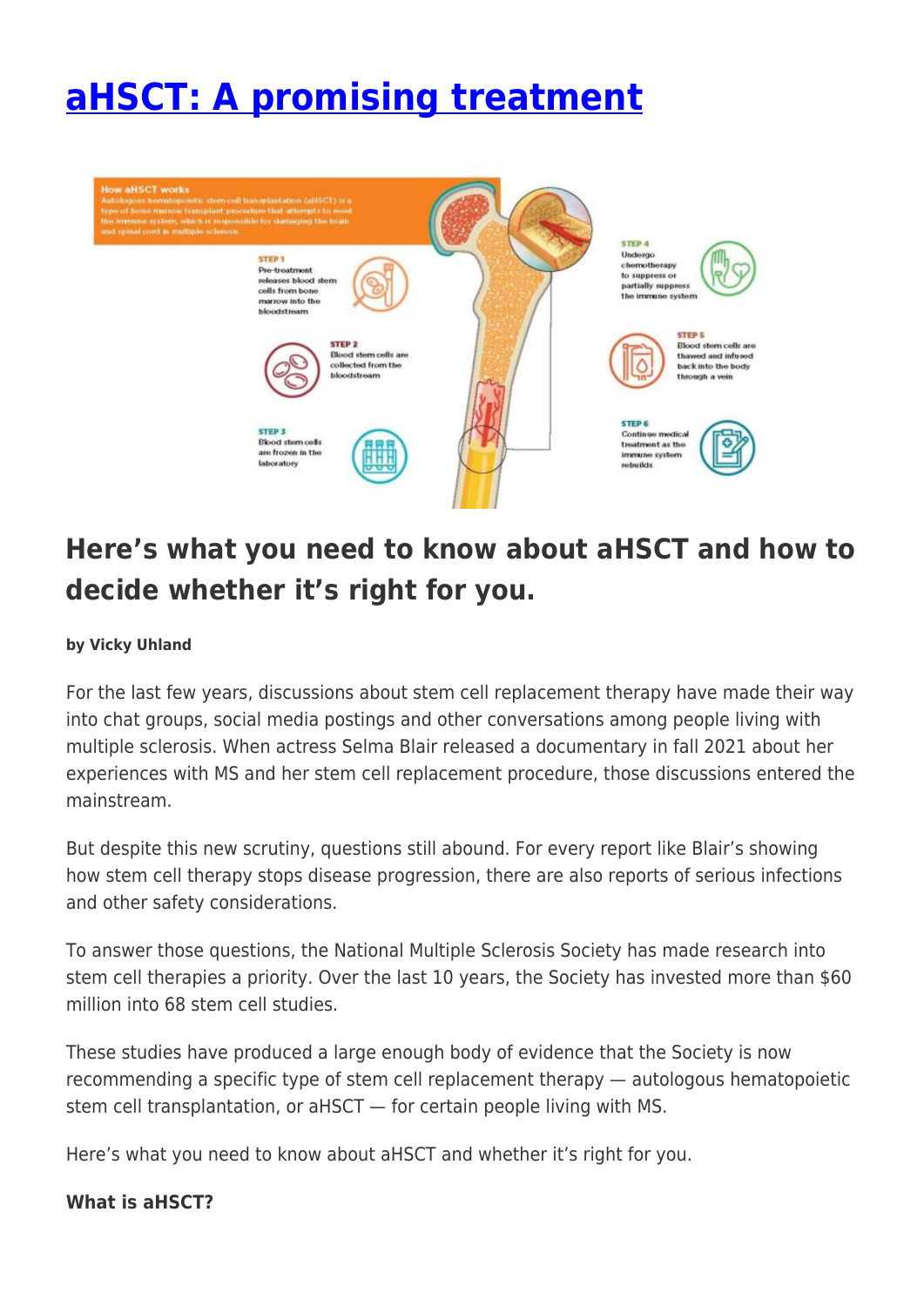# [aHSCT: A promising treatment]()

**How aHSCT works**

Autologous hematopoietic stem cell transplantation (aHSCT) is a type of bone marrow transplant procedure that attempts to reset the immune system, which is responsible for damaging the brain and spinal cord in multiple sclerosis.

**STEP 1** Pre-treatment releases blood stem cells from bone marrow into the bloodstream

**STEP 2** Blood stem cells are collected from the bloodstream

**STEP 3** Blood stem cells are frozen in the laboratory

**STEP 4** Undergo chemotherapy to suppress or partially suppress the immune system

**STEP 5** Blood stem cells are thawed and infused back into the body through a vein

**STEP 6** Continue medical treatment as the immune system rebuilds

## Here's what you need to know about aHSCT and how to decide whether it's right for you.

**by Vicky Uhland**

For the last few years, discussions about stem cell replacement therapy have made their way into chat groups, social media postings and other conversations among people living with multiple sclerosis. When actress Selma Blair released a documentary in fall 2021 about her experiences with MS and her stem cell replacement procedure, those discussions entered the mainstream.

But despite this new scrutiny, questions still abound. For every report like Blair's showing how stem cell therapy stops disease progression, there are also reports of serious infections and other safety considerations.

To answer those questions, the National Multiple Sclerosis Society has made research into stem cell therapies a priority. Over the last 10 years, the Society has invested more than $60 million into 68 stem cell studies.

These studies have produced a large enough body of evidence that the Society is now recommending a specific type of stem cell replacement therapy — autologous hematopoietic stem cell transplantation, or aHSCT — for certain people living with MS.

Here's what you need to know about aHSCT and whether it's right for you.

**What is aHSCT?**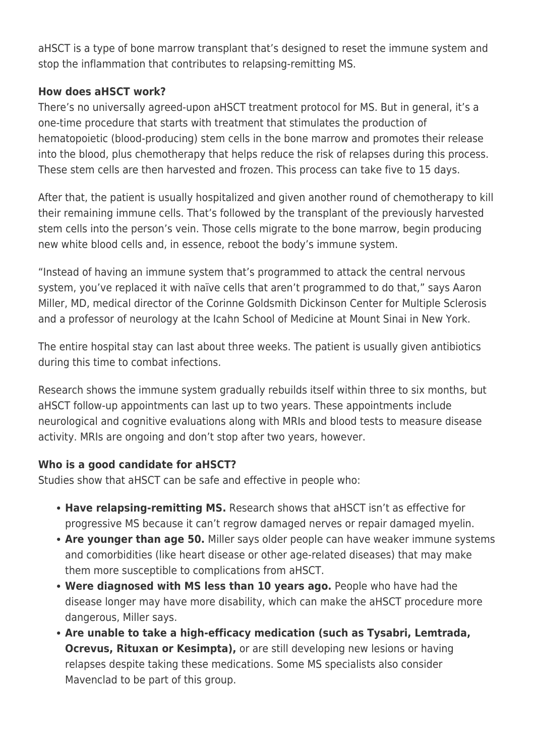aHSCT is a type of bone marrow transplant that's designed to reset the immune system and stop the inflammation that contributes to relapsing-remitting MS.

**How does aHSCT work?**

There's no universally agreed-upon aHSCT treatment protocol for MS. But in general, it's a one-time procedure that starts with treatment that stimulates the production of hematopoietic (blood-producing) stem cells in the bone marrow and promotes their release into the blood, plus chemotherapy that helps reduce the risk of relapses during this process. These stem cells are then harvested and frozen. This process can take five to 15 days.

After that, the patient is usually hospitalized and given another round of chemotherapy to kill their remaining immune cells. That's followed by the transplant of the previously harvested stem cells into the person's vein. Those cells migrate to the bone marrow, begin producing new white blood cells and, in essence, reboot the body's immune system.

"Instead of having an immune system that's programmed to attack the central nervous system, you've replaced it with naïve cells that aren't programmed to do that," says Aaron Miller, MD, medical director of the Corinne Goldsmith Dickinson Center for Multiple Sclerosis and a professor of neurology at the Icahn School of Medicine at Mount Sinai in New York.

The entire hospital stay can last about three weeks. The patient is usually given antibiotics during this time to combat infections.

Research shows the immune system gradually rebuilds itself within three to six months, but aHSCT follow-up appointments can last up to two years. These appointments include neurological and cognitive evaluations along with MRIs and blood tests to measure disease activity. MRIs are ongoing and don't stop after two years, however.

**Who is a good candidate for aHSCT?**

Studies show that aHSCT can be safe and effective in people who:

- **Have relapsing-remitting MS.** Research shows that aHSCT isn't as effective for progressive MS because it can't regrow damaged nerves or repair damaged myelin.
- **Are younger than age 50.** Miller says older people can have weaker immune systems and comorbidities (like heart disease or other age-related diseases) that may make them more susceptible to complications from aHSCT.
- **Were diagnosed with MS less than 10 years ago.** People who have had the disease longer may have more disability, which can make the aHSCT procedure more dangerous, Miller says.
- **Are unable to take a high-efficacy medication (such as Tysabri, Lemtrada, Ocrevus, Rituxan or Kesimpta),** or are still developing new lesions or having relapses despite taking these medications. Some MS specialists also consider Mavenclad to be part of this group.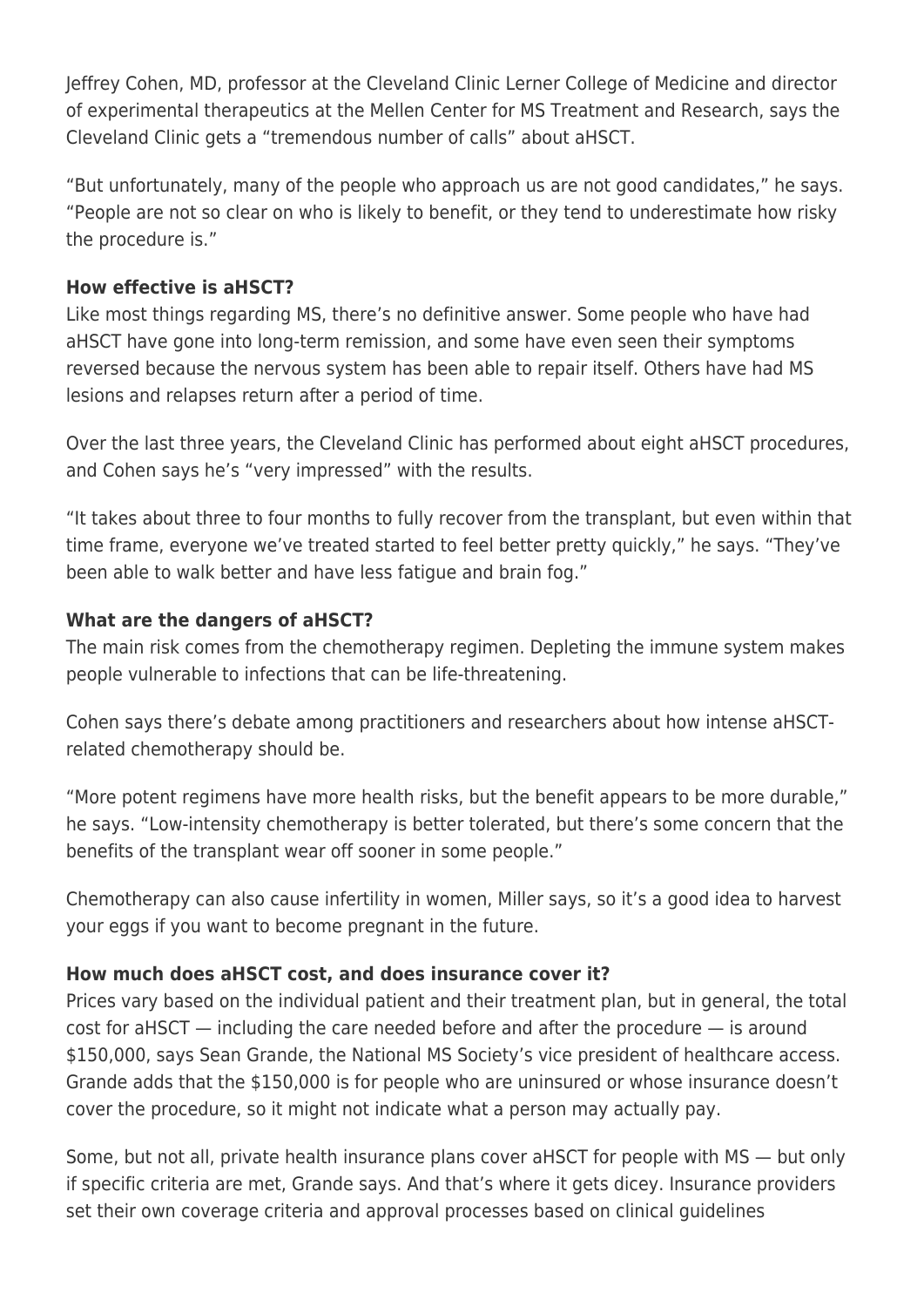Jeffrey Cohen, MD, professor at the Cleveland Clinic Lerner College of Medicine and director of experimental therapeutics at the Mellen Center for MS Treatment and Research, says the Cleveland Clinic gets a "tremendous number of calls" about aHSCT.

"But unfortunately, many of the people who approach us are not good candidates," he says. "People are not so clear on who is likely to benefit, or they tend to underestimate how risky the procedure is."

**How effective is aHSCT?**

Like most things regarding MS, there's no definitive answer. Some people who have had aHSCT have gone into long-term remission, and some have even seen their symptoms reversed because the nervous system has been able to repair itself. Others have had MS lesions and relapses return after a period of time.

Over the last three years, the Cleveland Clinic has performed about eight aHSCT procedures, and Cohen says he's "very impressed" with the results.

"It takes about three to four months to fully recover from the transplant, but even within that time frame, everyone we've treated started to feel better pretty quickly," he says. "They've been able to walk better and have less fatigue and brain fog."

**What are the dangers of aHSCT?**

The main risk comes from the chemotherapy regimen. Depleting the immune system makes people vulnerable to infections that can be life-threatening.

Cohen says there's debate among practitioners and researchers about how intense aHSCT-related chemotherapy should be.

"More potent regimens have more health risks, but the benefit appears to be more durable," he says. "Low-intensity chemotherapy is better tolerated, but there's some concern that the benefits of the transplant wear off sooner in some people."

Chemotherapy can also cause infertility in women, Miller says, so it's a good idea to harvest your eggs if you want to become pregnant in the future.

**How much does aHSCT cost, and does insurance cover it?**

Prices vary based on the individual patient and their treatment plan, but in general, the total cost for aHSCT — including the care needed before and after the procedure — is around $150,000, says Sean Grande, the National MS Society's vice president of healthcare access. Grande adds that the $150,000 is for people who are uninsured or whose insurance doesn't cover the procedure, so it might not indicate what a person may actually pay.

Some, but not all, private health insurance plans cover aHSCT for people with MS — but only if specific criteria are met, Grande says. And that's where it gets dicey. Insurance providers set their own coverage criteria and approval processes based on clinical guidelines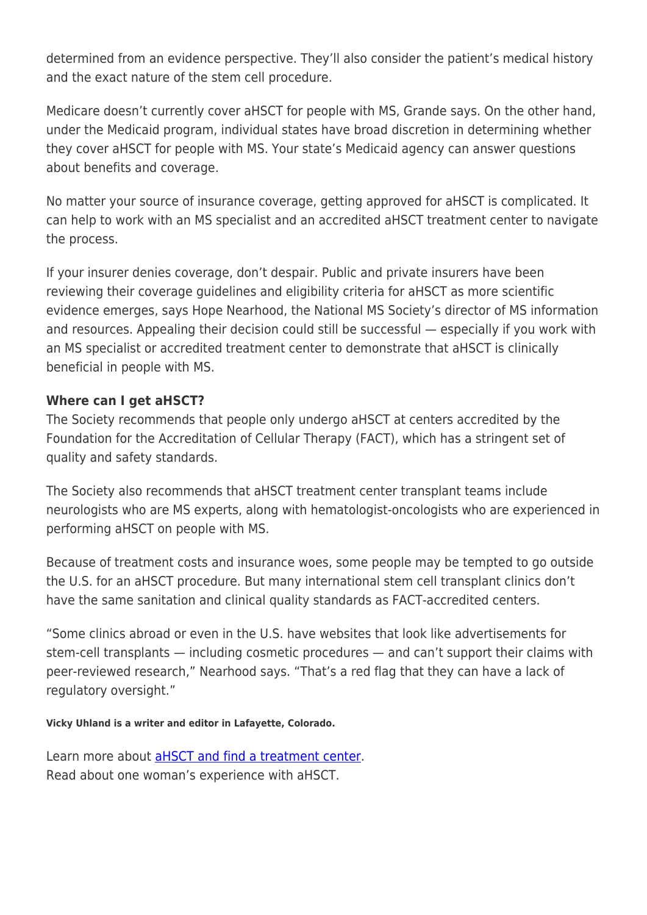determined from an evidence perspective. They'll also consider the patient's medical history and the exact nature of the stem cell procedure.

Medicare doesn't currently cover aHSCT for people with MS, Grande says. On the other hand, under the Medicaid program, individual states have broad discretion in determining whether they cover aHSCT for people with MS. Your state's Medicaid agency can answer questions about benefits and coverage.

No matter your source of insurance coverage, getting approved for aHSCT is complicated. It can help to work with an MS specialist and an accredited aHSCT treatment center to navigate the process.

If your insurer denies coverage, don't despair. Public and private insurers have been reviewing their coverage guidelines and eligibility criteria for aHSCT as more scientific evidence emerges, says Hope Nearhood, the National MS Society's director of MS information and resources. Appealing their decision could still be successful — especially if you work with an MS specialist or accredited treatment center to demonstrate that aHSCT is clinically beneficial in people with MS.

**Where can I get aHSCT?**

The Society recommends that people only undergo aHSCT at centers accredited by the Foundation for the Accreditation of Cellular Therapy (FACT), which has a stringent set of quality and safety standards.

The Society also recommends that aHSCT treatment center transplant teams include neurologists who are MS experts, along with hematologist-oncologists who are experienced in performing aHSCT on people with MS.

Because of treatment costs and insurance woes, some people may be tempted to go outside the U.S. for an aHSCT procedure. But many international stem cell transplant clinics don't have the same sanitation and clinical quality standards as FACT-accredited centers.

"Some clinics abroad or even in the U.S. have websites that look like advertisements for stem-cell transplants — including cosmetic procedures — and can't support their claims with peer-reviewed research," Nearhood says. "That's a red flag that they can have a lack of regulatory oversight."

**Vicky Uhland is a writer and editor in Lafayette, Colorado.**

Learn more about aHSCT and find a treatment center.
Read about one woman's experience with aHSCT.